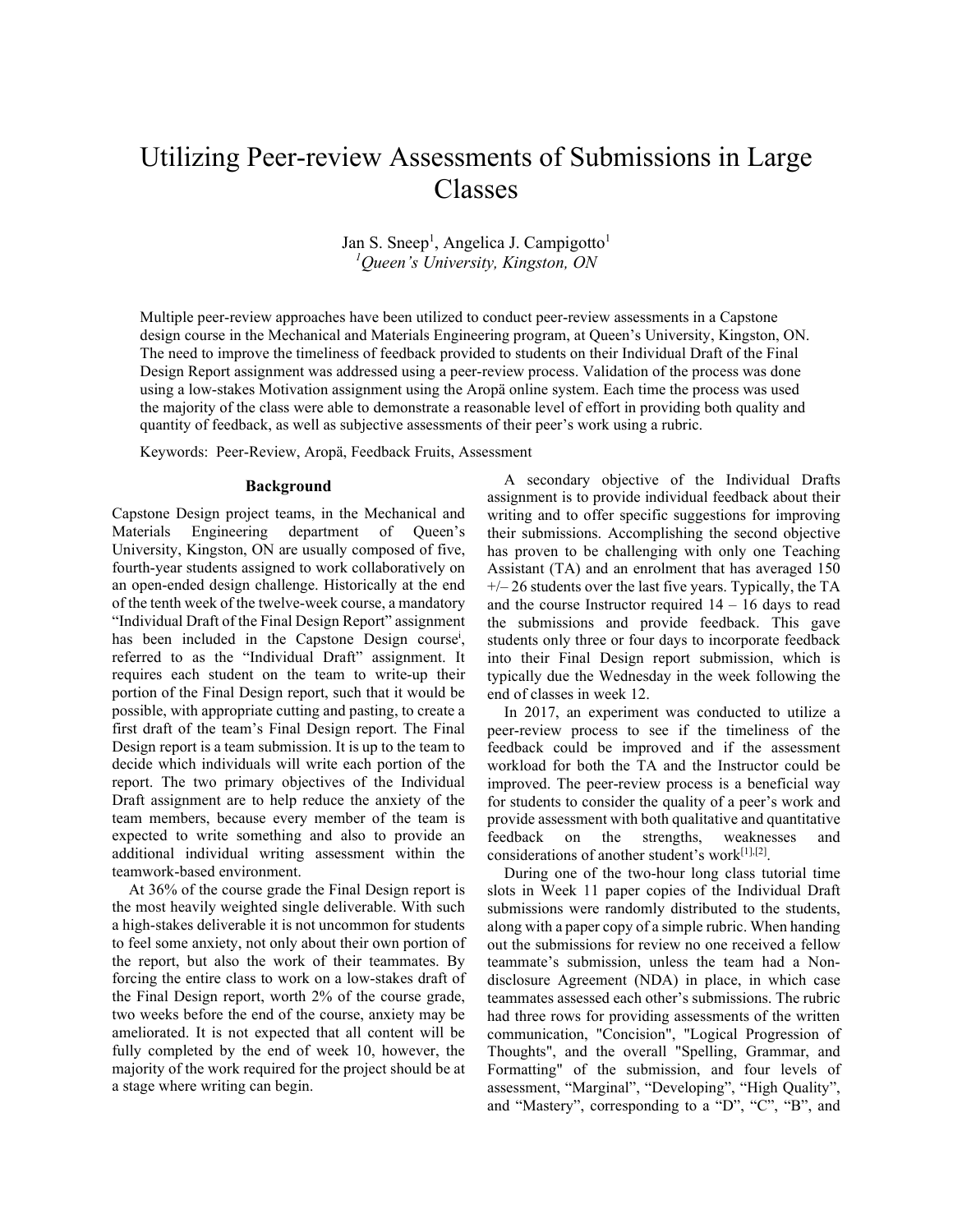# Utilizing Peer-review Assessments of Submissions in Large Classes

Jan S. Sneep[1], Angelica J. Campigotto[1]

[1]*Queen's University, Kingston, ON*

Multiple peer-review approaches have been utilized to conduct peer-review assessments in a Capstone design course in the Mechanical and Materials Engineering program, at Queen's University, Kingston, ON. The need to improve the timeliness of feedback provided to students on their Individual Draft of the Final Design Report assignment was addressed using a peer-review process. Validation of the process was done using a low-stakes Motivation assignment using the Aropä online system. Each time the process was used the majority of the class were able to demonstrate a reasonable level of effort in providing both quality and quantity of feedback, as well as subjective assessments of their peer's work using a rubric.

Keywords: Peer-Review, Aropä, Feedback Fruits, Assessment

## Background

Capstone Design project teams, in the Mechanical and Materials Engineering department of Queen's University, Kingston, ON are usually composed of five, fourth-year students assigned to work collaboratively on an open-ended design challenge. Historically at the end of the tenth week of the twelve-week course, a mandatory "Individual Draft of the Final Design Report" assignment has been included in the Capstone Design course[i], referred to as the "Individual Draft" assignment. It requires each student on the team to write-up their portion of the Final Design report, such that it would be possible, with appropriate cutting and pasting, to create a first draft of the team's Final Design report. The Final Design report is a team submission. It is up to the team to decide which individuals will write each portion of the report. The two primary objectives of the Individual Draft assignment are to help reduce the anxiety of the team members, because every member of the team is expected to write something and also to provide an additional individual writing assessment within the teamwork-based environment.

At 36% of the course grade the Final Design report is the most heavily weighted single deliverable. With such a high-stakes deliverable it is not uncommon for students to feel some anxiety, not only about their own portion of the report, but also the work of their teammates. By forcing the entire class to work on a low-stakes draft of the Final Design report, worth 2% of the course grade, two weeks before the end of the course, anxiety may be ameliorated. It is not expected that all content will be fully completed by the end of week 10, however, the majority of the work required for the project should be at a stage where writing can begin.

A secondary objective of the Individual Drafts assignment is to provide individual feedback about their writing and to offer specific suggestions for improving their submissions. Accomplishing the second objective has proven to be challenging with only one Teaching Assistant (TA) and an enrolment that has averaged 150 +/– 26 students over the last five years. Typically, the TA and the course Instructor required 14 – 16 days to read the submissions and provide feedback. This gave students only three or four days to incorporate feedback into their Final Design report submission, which is typically due the Wednesday in the week following the end of classes in week 12.

In 2017, an experiment was conducted to utilize a peer-review process to see if the timeliness of the feedback could be improved and if the assessment workload for both the TA and the Instructor could be improved. The peer-review process is a beneficial way for students to consider the quality of a peer's work and provide assessment with both qualitative and quantitative feedback on the strengths, weaknesses and considerations of another student's work[1],[2].

During one of the two-hour long class tutorial time slots in Week 11 paper copies of the Individual Draft submissions were randomly distributed to the students, along with a paper copy of a simple rubric. When handing out the submissions for review no one received a fellow teammate's submission, unless the team had a Non-disclosure Agreement (NDA) in place, in which case teammates assessed each other's submissions. The rubric had three rows for providing assessments of the written communication, "Concision", "Logical Progression of Thoughts", and the overall "Spelling, Grammar, and Formatting" of the submission, and four levels of assessment, "Marginal", "Developing", "High Quality", and "Mastery", corresponding to a "D", "C", "B", and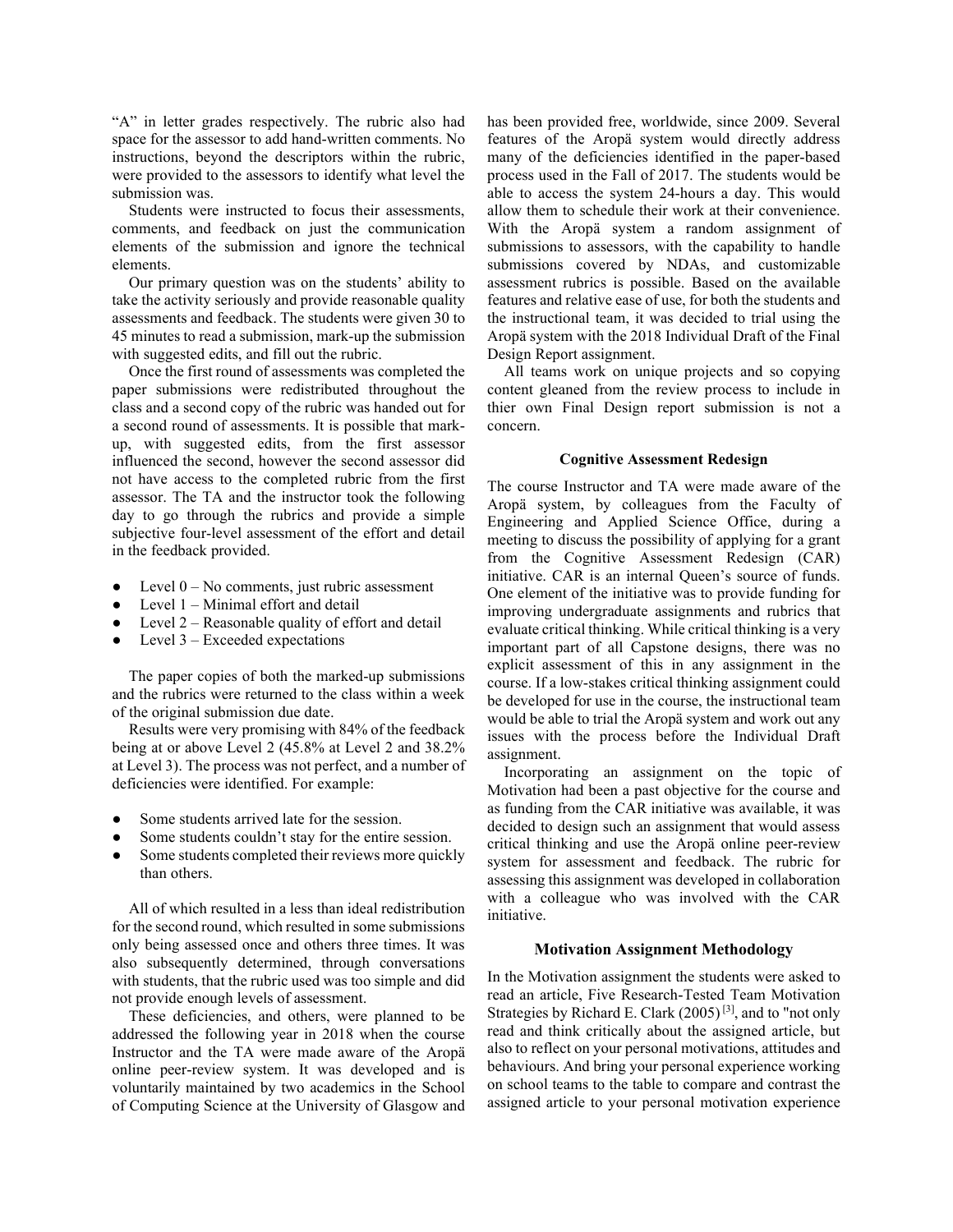"A" in letter grades respectively. The rubric also had space for the assessor to add hand-written comments. No instructions, beyond the descriptors within the rubric, were provided to the assessors to identify what level the submission was.

Students were instructed to focus their assessments, comments, and feedback on just the communication elements of the submission and ignore the technical elements.

Our primary question was on the students' ability to take the activity seriously and provide reasonable quality assessments and feedback. The students were given 30 to 45 minutes to read a submission, mark-up the submission with suggested edits, and fill out the rubric.

Once the first round of assessments was completed the paper submissions were redistributed throughout the class and a second copy of the rubric was handed out for a second round of assessments. It is possible that mark-up, with suggested edits, from the first assessor influenced the second, however the second assessor did not have access to the completed rubric from the first assessor. The TA and the instructor took the following day to go through the rubrics and provide a simple subjective four-level assessment of the effort and detail in the feedback provided.

- Level 0 – No comments, just rubric assessment
- Level 1 – Minimal effort and detail
- Level 2 – Reasonable quality of effort and detail
- Level 3 – Exceeded expectations

The paper copies of both the marked-up submissions and the rubrics were returned to the class within a week of the original submission due date.

Results were very promising with 84% of the feedback being at or above Level 2 (45.8% at Level 2 and 38.2% at Level 3). The process was not perfect, and a number of deficiencies were identified. For example:

- Some students arrived late for the session.
- Some students couldn't stay for the entire session.
- Some students completed their reviews more quickly than others.

All of which resulted in a less than ideal redistribution for the second round, which resulted in some submissions only being assessed once and others three times. It was also subsequently determined, through conversations with students, that the rubric used was too simple and did not provide enough levels of assessment.

These deficiencies, and others, were planned to be addressed the following year in 2018 when the course Instructor and the TA were made aware of the Aropä online peer-review system. It was developed and is voluntarily maintained by two academics in the School of Computing Science at the University of Glasgow and has been provided free, worldwide, since 2009. Several features of the Aropä system would directly address many of the deficiencies identified in the paper-based process used in the Fall of 2017. The students would be able to access the system 24-hours a day. This would allow them to schedule their work at their convenience. With the Aropä system a random assignment of submissions to assessors, with the capability to handle submissions covered by NDAs, and customizable assessment rubrics is possible. Based on the available features and relative ease of use, for both the students and the instructional team, it was decided to trial using the Aropä system with the 2018 Individual Draft of the Final Design Report assignment.

All teams work on unique projects and so copying content gleaned from the review process to include in thier own Final Design report submission is not a concern.

### Cognitive Assessment Redesign

The course Instructor and TA were made aware of the Aropä system, by colleagues from the Faculty of Engineering and Applied Science Office, during a meeting to discuss the possibility of applying for a grant from the Cognitive Assessment Redesign (CAR) initiative. CAR is an internal Queen's source of funds. One element of the initiative was to provide funding for improving undergraduate assignments and rubrics that evaluate critical thinking. While critical thinking is a very important part of all Capstone designs, there was no explicit assessment of this in any assignment in the course. If a low-stakes critical thinking assignment could be developed for use in the course, the instructional team would be able to trial the Aropä system and work out any issues with the process before the Individual Draft assignment.

Incorporating an assignment on the topic of Motivation had been a past objective for the course and as funding from the CAR initiative was available, it was decided to design such an assignment that would assess critical thinking and use the Aropä online peer-review system for assessment and feedback. The rubric for assessing this assignment was developed in collaboration with a colleague who was involved with the CAR initiative.

### Motivation Assignment Methodology

In the Motivation assignment the students were asked to read an article, Five Research-Tested Team Motivation Strategies by Richard E. Clark (2005) [3], and to "not only read and think critically about the assigned article, but also to reflect on your personal motivations, attitudes and behaviours. And bring your personal experience working on school teams to the table to compare and contrast the assigned article to your personal motivation experience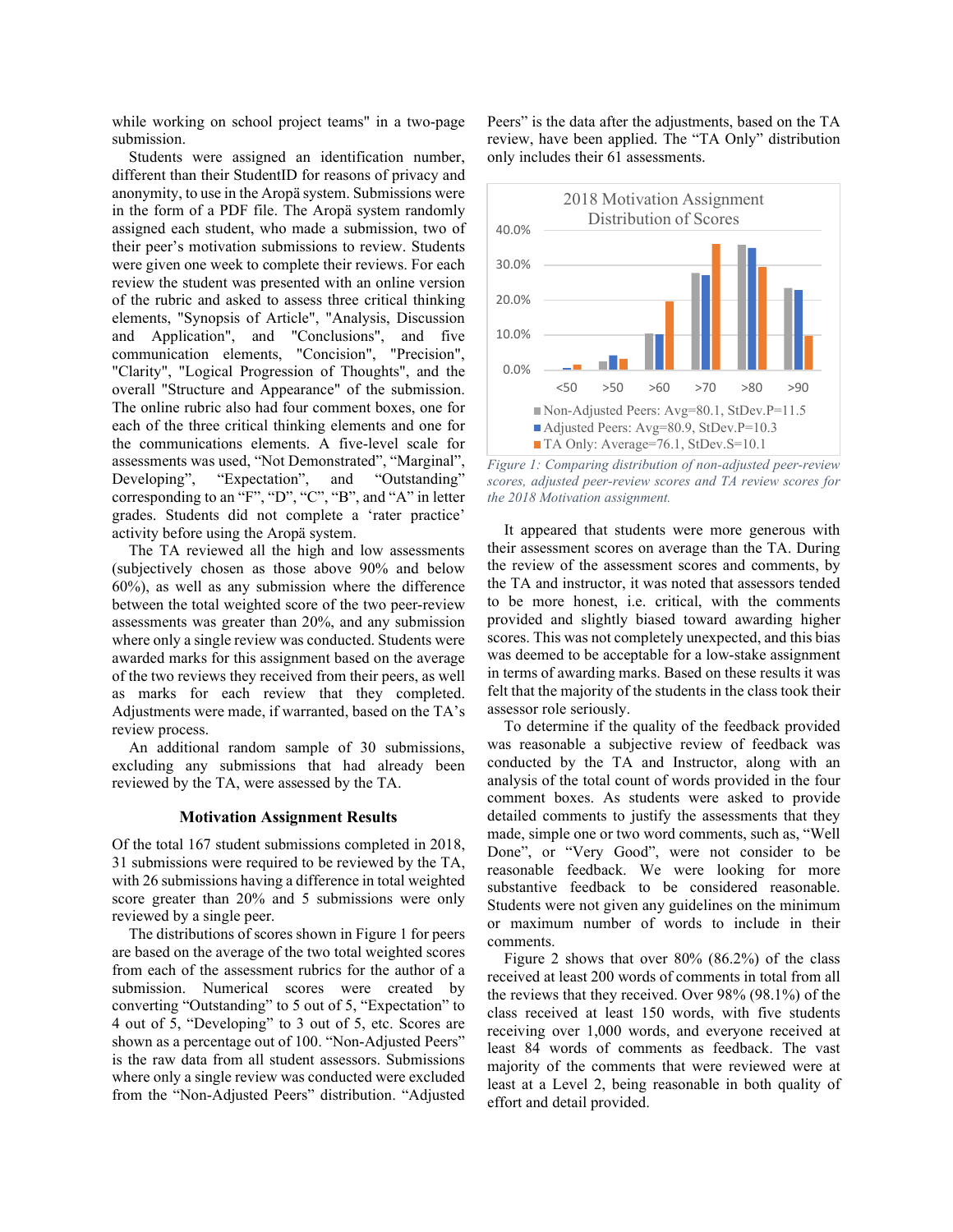while working on school project teams" in a two-page submission.

Students were assigned an identification number, different than their StudentID for reasons of privacy and anonymity, to use in the Aropä system. Submissions were in the form of a PDF file. The Aropä system randomly assigned each student, who made a submission, two of their peer's motivation submissions to review. Students were given one week to complete their reviews. For each review the student was presented with an online version of the rubric and asked to assess three critical thinking elements, "Synopsis of Article", "Analysis, Discussion and Application", and "Conclusions", and five communication elements, "Concision", "Precision", "Clarity", "Logical Progression of Thoughts", and the overall "Structure and Appearance" of the submission. The online rubric also had four comment boxes, one for each of the three critical thinking elements and one for the communications elements. A five-level scale for assessments was used, "Not Demonstrated", "Marginal", Developing", "Expectation", and "Outstanding" corresponding to an "F", "D", "C", "B", and "A" in letter grades. Students did not complete a 'rater practice' activity before using the Aropä system.

The TA reviewed all the high and low assessments (subjectively chosen as those above 90% and below 60%), as well as any submission where the difference between the total weighted score of the two peer-review assessments was greater than 20%, and any submission where only a single review was conducted. Students were awarded marks for this assignment based on the average of the two reviews they received from their peers, as well as marks for each review that they completed. Adjustments were made, if warranted, based on the TA's review process.

An additional random sample of 30 submissions, excluding any submissions that had already been reviewed by the TA, were assessed by the TA.

## Motivation Assignment Results

Of the total 167 student submissions completed in 2018, 31 submissions were required to be reviewed by the TA, with 26 submissions having a difference in total weighted score greater than 20% and 5 submissions were only reviewed by a single peer.

The distributions of scores shown in Figure 1 for peers are based on the average of the two total weighted scores from each of the assessment rubrics for the author of a submission. Numerical scores were created by converting "Outstanding" to 5 out of 5, "Expectation" to 4 out of 5, "Developing" to 3 out of 5, etc. Scores are shown as a percentage out of 100. "Non-Adjusted Peers" is the raw data from all student assessors. Submissions where only a single review was conducted were excluded from the "Non-Adjusted Peers" distribution. "Adjusted Peers" is the data after the adjustments, based on the TA review, have been applied. The "TA Only" distribution only includes their 61 assessments.

2018 Motivation Assignment Distribution of Scores

Non-Adjusted Peers: Avg=80.1, StDev.P=11.5
Adjusted Peers: Avg=80.9, StDev.P=10.3
TA Only: Average=76.1, StDev.S=10.1

*Figure 1: Comparing distribution of non-adjusted peer-review scores, adjusted peer-review scores and TA review scores for the 2018 Motivation assignment.*

It appeared that students were more generous with their assessment scores on average than the TA. During the review of the assessment scores and comments, by the TA and instructor, it was noted that assessors tended to be more honest, i.e. critical, with the comments provided and slightly biased toward awarding higher scores. This was not completely unexpected, and this bias was deemed to be acceptable for a low-stake assignment in terms of awarding marks. Based on these results it was felt that the majority of the students in the class took their assessor role seriously.

To determine if the quality of the feedback provided was reasonable a subjective review of feedback was conducted by the TA and Instructor, along with an analysis of the total count of words provided in the four comment boxes. As students were asked to provide detailed comments to justify the assessments that they made, simple one or two word comments, such as, "Well Done", or "Very Good", were not consider to be reasonable feedback. We were looking for more substantive feedback to be considered reasonable. Students were not given any guidelines on the minimum or maximum number of words to include in their comments.

Figure 2 shows that over 80% (86.2%) of the class received at least 200 words of comments in total from all the reviews that they received. Over 98% (98.1%) of the class received at least 150 words, with five students receiving over 1,000 words, and everyone received at least 84 words of comments as feedback. The vast majority of the comments that were reviewed were at least at a Level 2, being reasonable in both quality of effort and detail provided.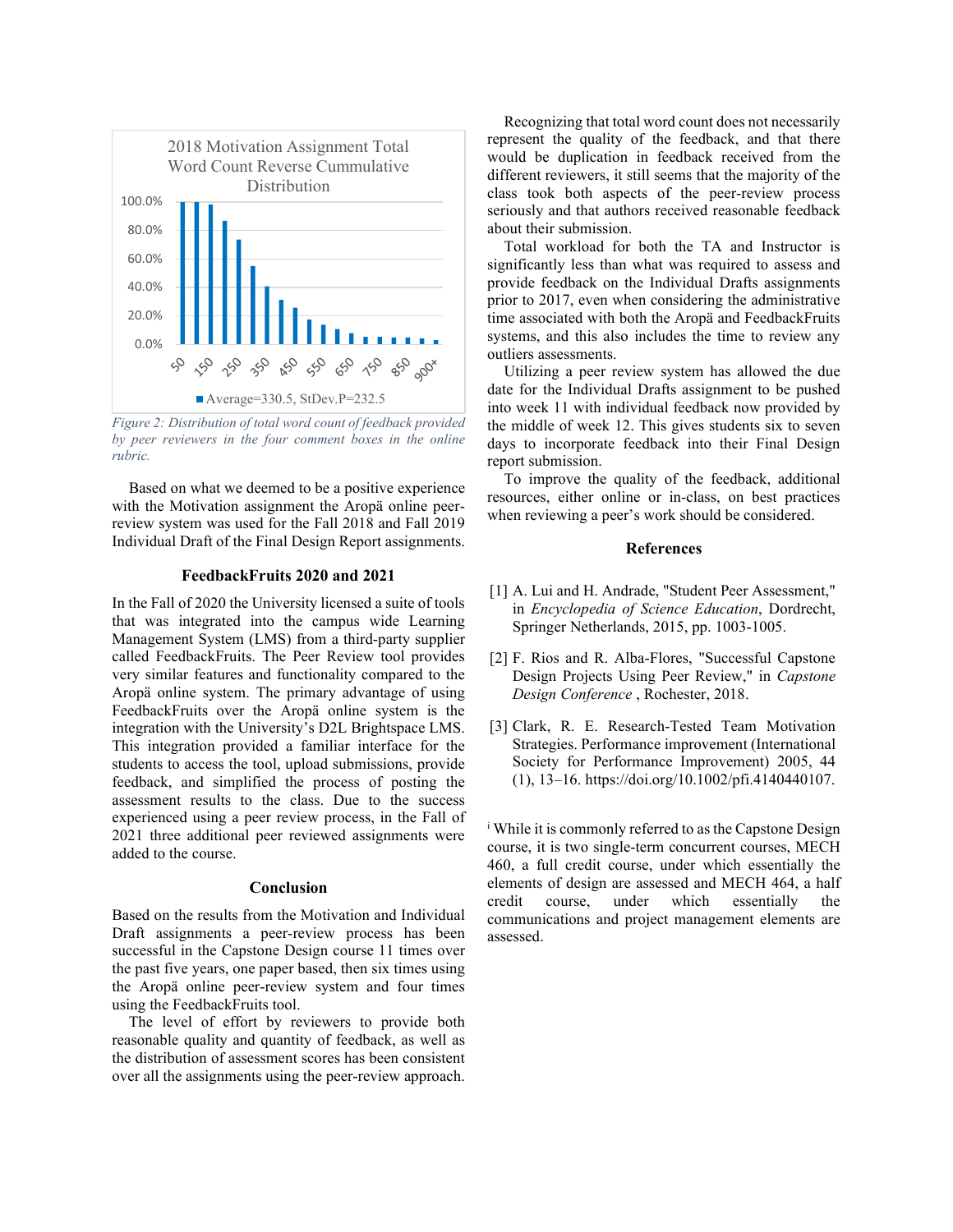2018 Motivation Assignment Total Word Count Reverse Cummulative Distribution

100.0%
80.0%
60.0%
40.0%
20.0%
0.0%

50
150
250
350
450
550
650
750
850
900+

Average=330.5, StDev.P=232.5

*Figure 2: Distribution of total word count of feedback provided by peer reviewers in the four comment boxes in the online rubric.*

Based on what we deemed to be a positive experience with the Motivation assignment the Aropä online peer-review system was used for the Fall 2018 and Fall 2019 Individual Draft of the Final Design Report assignments.

## FeedbackFruits 2020 and 2021

In the Fall of 2020 the University licensed a suite of tools that was integrated into the campus wide Learning Management System (LMS) from a third-party supplier called FeedbackFruits. The Peer Review tool provides very similar features and functionality compared to the Aropä online system. The primary advantage of using FeedbackFruits over the Aropä online system is the integration with the University's D2L Brightspace LMS. This integration provided a familiar interface for the students to access the tool, upload submissions, provide feedback, and simplified the process of posting the assessment results to the class. Due to the success experienced using a peer review process, in the Fall of 2021 three additional peer reviewed assignments were added to the course.

## Conclusion

Based on the results from the Motivation and Individual Draft assignments a peer-review process has been successful in the Capstone Design course 11 times over the past five years, one paper based, then six times using the Aropä online peer-review system and four times using the FeedbackFruits tool.

The level of effort by reviewers to provide both reasonable quality and quantity of feedback, as well as the distribution of assessment scores has been consistent over all the assignments using the peer-review approach.

Recognizing that total word count does not necessarily represent the quality of the feedback, and that there would be duplication in feedback received from the different reviewers, it still seems that the majority of the class took both aspects of the peer-review process seriously and that authors received reasonable feedback about their submission.

Total workload for both the TA and Instructor is significantly less than what was required to assess and provide feedback on the Individual Drafts assignments prior to 2017, even when considering the administrative time associated with both the Aropä and FeedbackFruits systems, and this also includes the time to review any outliers assessments.

Utilizing a peer review system has allowed the due date for the Individual Drafts assignment to be pushed into week 11 with individual feedback now provided by the middle of week 12. This gives students six to seven days to incorporate feedback into their Final Design report submission.

To improve the quality of the feedback, additional resources, either online or in-class, on best practices when reviewing a peer's work should be considered.

## References

[1] A. Lui and H. Andrade, "Student Peer Assessment," in *Encyclopedia of Science Education*, Dordrecht, Springer Netherlands, 2015, pp. 1003-1005.

[2] F. Rios and R. Alba-Flores, "Successful Capstone Design Projects Using Peer Review," in *Capstone Design Conference* , Rochester, 2018.

[3] Clark, R. E. Research-Tested Team Motivation Strategies. Performance improvement (International Society for Performance Improvement) 2005, 44 (1), 13–16. https://doi.org/10.1002/pfi.4140440107.

[i] While it is commonly referred to as the Capstone Design course, it is two single-term concurrent courses, MECH 460, a full credit course, under which essentially the elements of design are assessed and MECH 464, a half credit course, under which essentially the communications and project management elements are assessed.